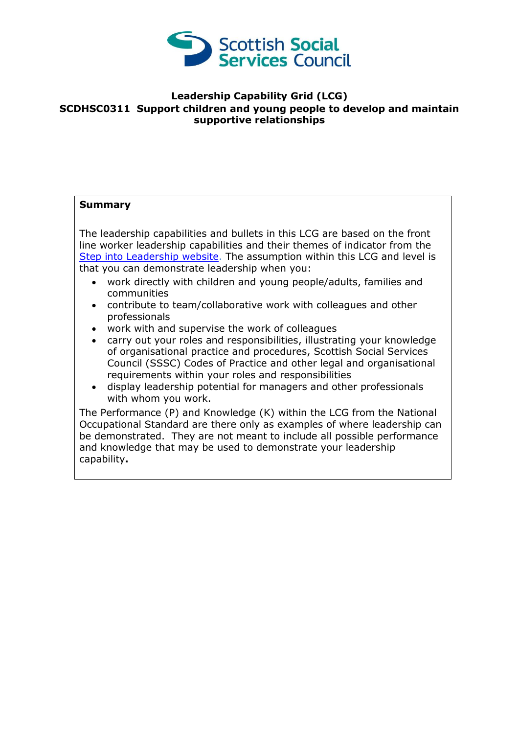Scottish Social Services Council

# Leadership Capability Grid (LCG)

## SCDHSC0311 Support children and young people to develop and maintain supportive relationships

**Summary**

The leadership capabilities and bullets in this LCG are based on the front line worker leadership capabilities and their themes of indicator from the Step into Leadership website. The assumption within this LCG and level is that you can demonstrate leadership when you:

- work directly with children and young people/adults, families and communities
- contribute to team/collaborative work with colleagues and other professionals
- work with and supervise the work of colleagues
- carry out your roles and responsibilities, illustrating your knowledge of organisational practice and procedures, Scottish Social Services Council (SSSC) Codes of Practice and other legal and organisational requirements within your roles and responsibilities
- display leadership potential for managers and other professionals with whom you work.

The Performance (P) and Knowledge (K) within the LCG from the National Occupational Standard are there only as examples of where leadership can be demonstrated. They are not meant to include all possible performance and knowledge that may be used to demonstrate your leadership capability**.**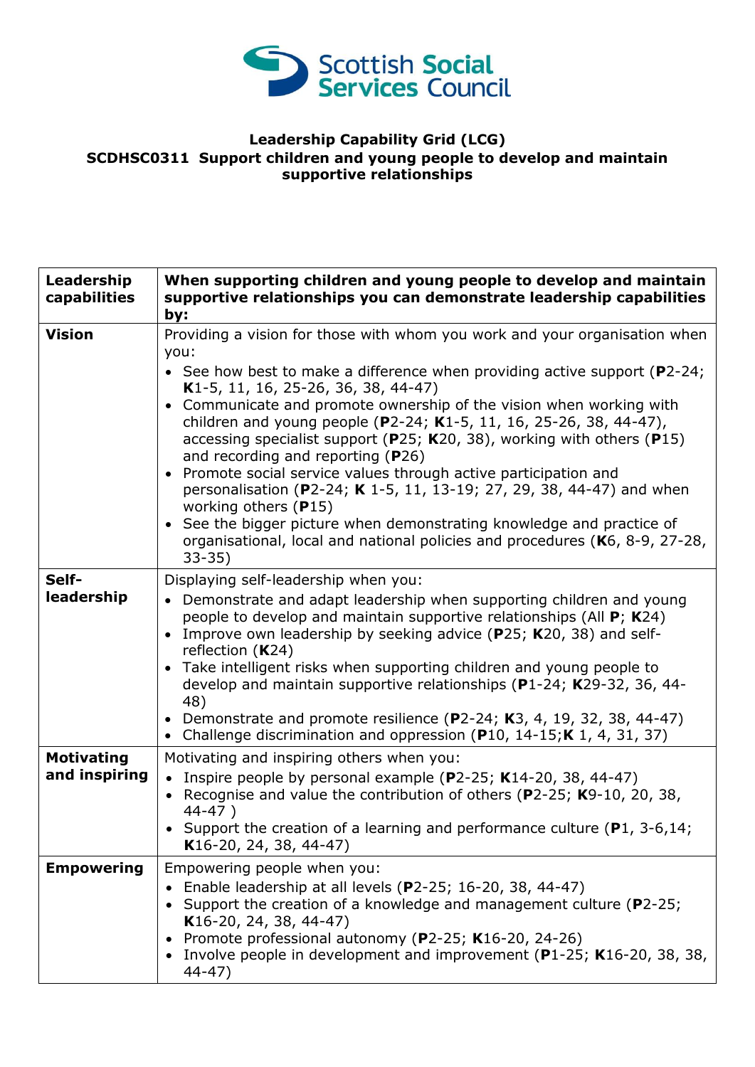**Leadership Capability Grid (LCG)**
**SCDHSC0311 Support children and young people to develop and maintain supportive relationships**

| Leadership capabilities | When supporting children and young people to develop and maintain supportive relationships you can demonstrate leadership capabilities by: |
|---|---|
| **Vision** | Providing a vision for those with whom you work and your organisation when you: <br>• See how best to make a difference when providing active support (**P**2-24; **K**1-5, 11, 16, 25-26, 36, 38, 44-47) <br>• Communicate and promote ownership of the vision when working with children and young people (**P**2-24; **K**1-5, 11, 16, 25-26, 38, 44-47), accessing specialist support (**P**25; **K**20, 38), working with others (**P**15) and recording and reporting (**P**26) <br>• Promote social service values through active participation and personalisation (**P**2-24; **K** 1-5, 11, 13-19; 27, 29, 38, 44-47) and when working others (**P**15) <br>• See the bigger picture when demonstrating knowledge and practice of organisational, local and national policies and procedures (**K**6, 8-9, 27-28, 33-35) |
| **Self-leadership** | Displaying self-leadership when you: <br>• Demonstrate and adapt leadership when supporting children and young people to develop and maintain supportive relationships (All **P**; **K**24) <br>• Improve own leadership by seeking advice (**P**25; **K**20, 38) and self-reflection (**K**24) <br>• Take intelligent risks when supporting children and young people to develop and maintain supportive relationships (**P**1-24; **K**29-32, 36, 44-48) <br>• Demonstrate and promote resilience (**P**2-24; **K**3, 4, 19, 32, 38, 44-47) <br>• Challenge discrimination and oppression (**P**10, 14-15;**K** 1, 4, 31, 37) |
| **Motivating and inspiring** | Motivating and inspiring others when you: <br>• Inspire people by personal example (**P**2-25; **K**14-20, 38, 44-47) <br>• Recognise and value the contribution of others (**P**2-25; **K**9-10, 20, 38, 44-47 ) <br>• Support the creation of a learning and performance culture (**P**1, 3-6,14; **K**16-20, 24, 38, 44-47) |
| **Empowering** | Empowering people when you: <br>• Enable leadership at all levels (**P**2-25; 16-20, 38, 44-47) <br>• Support the creation of a knowledge and management culture (**P**2-25; **K**16-20, 24, 38, 44-47) <br>• Promote professional autonomy (**P**2-25; **K**16-20, 24-26) <br>• Involve people in development and improvement (**P**1-25; **K**16-20, 38, 38, 44-47) |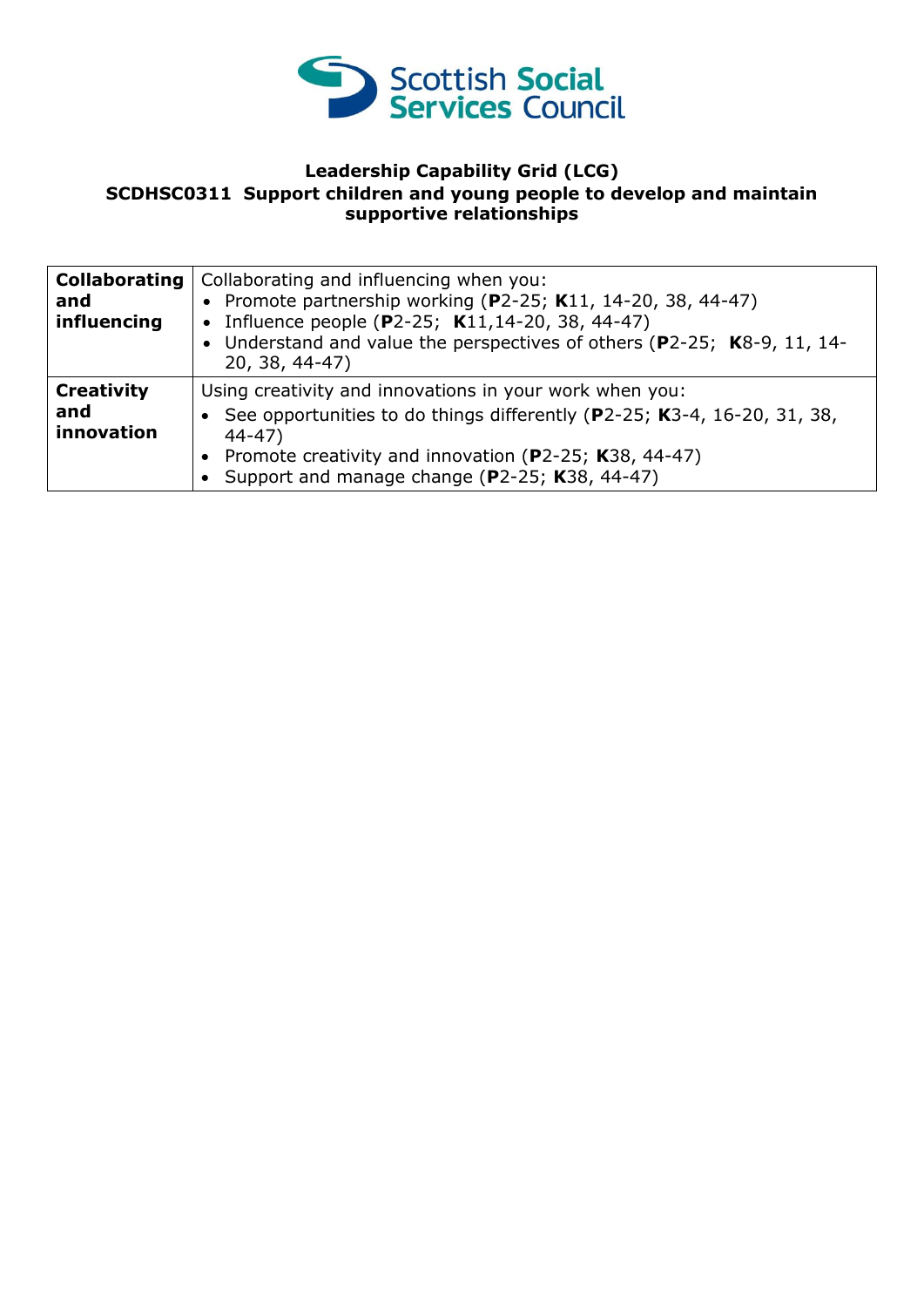**Leadership Capability Grid (LCG)**
**SCDHSC0311 Support children and young people to develop and maintain supportive relationships**

| | |
|---|---|
| **Collaborating and influencing** | Collaborating and influencing when you:<br>• Promote partnership working (**P**2-25; **K**11, 14-20, 38, 44-47)<br>• Influence people (**P**2-25; **K**11,14-20, 38, 44-47)<br>• Understand and value the perspectives of others (**P**2-25; **K**8-9, 11, 14-20, 38, 44-47) |
| **Creativity and innovation** | Using creativity and innovations in your work when you:<br>• See opportunities to do things differently (**P**2-25; **K**3-4, 16-20, 31, 38, 44-47)<br>• Promote creativity and innovation (**P**2-25; **K**38, 44-47)<br>• Support and manage change (**P**2-25; **K**38, 44-47) |